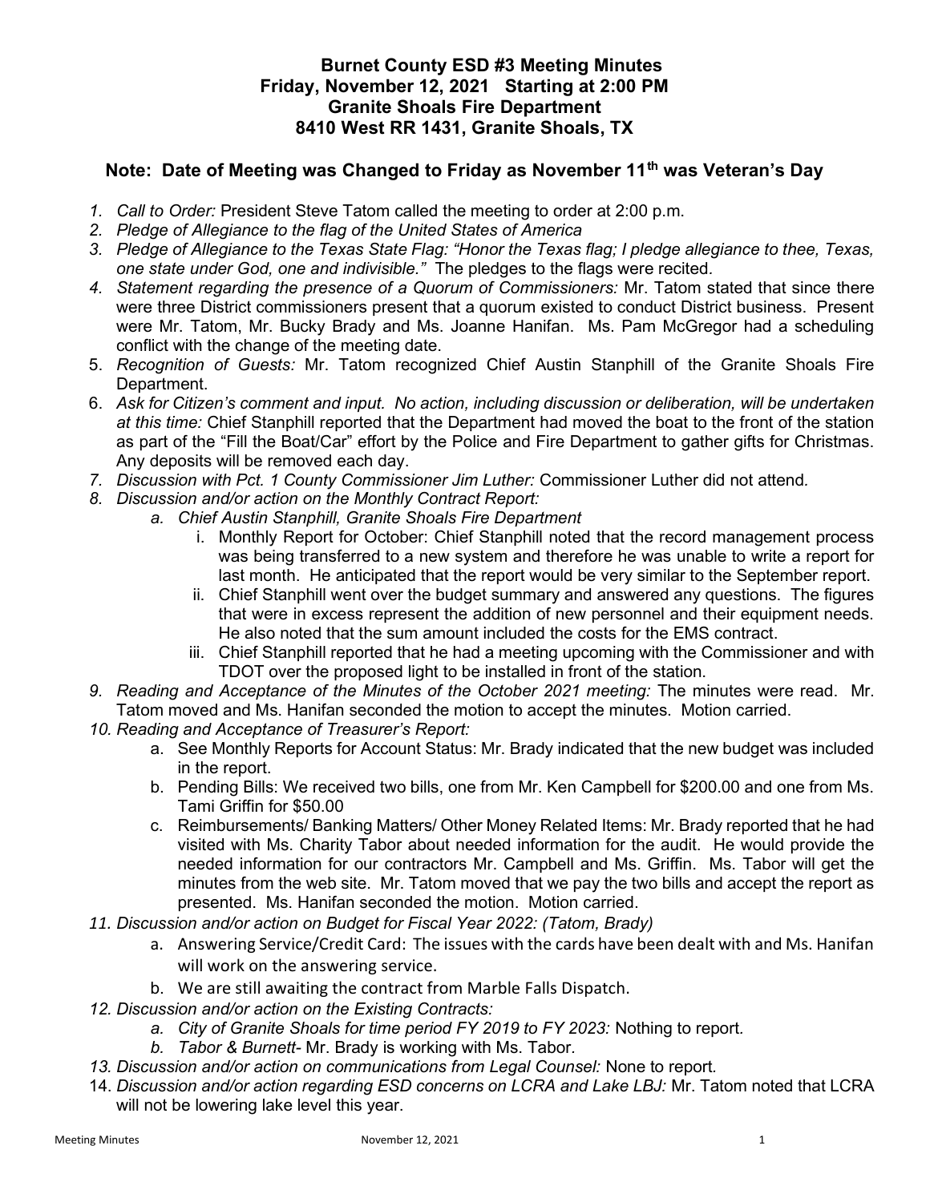# Burnet County ESD #3 Meeting Minutes
## Friday, November 12, 2021 Starting at 2:00 PM
## Granite Shoals Fire Department
## 8410 West RR 1431, Granite Shoals, TX

**Note: Date of Meeting was Changed to Friday as November 11th was Veteran's Day**

1. *Call to Order:* President Steve Tatom called the meeting to order at 2:00 p.m.
2. *Pledge of Allegiance to the flag of the United States of America*
3. *Pledge of Allegiance to the Texas State Flag: "Honor the Texas flag; I pledge allegiance to thee, Texas, one state under God, one and indivisible."* The pledges to the flags were recited.
4. *Statement regarding the presence of a Quorum of Commissioners:* Mr. Tatom stated that since there were three District commissioners present that a quorum existed to conduct District business. Present were Mr. Tatom, Mr. Bucky Brady and Ms. Joanne Hanifan. Ms. Pam McGregor had a scheduling conflict with the change of the meeting date.
5. *Recognition of Guests:* Mr. Tatom recognized Chief Austin Stanphill of the Granite Shoals Fire Department.
6. *Ask for Citizen's comment and input. No action, including discussion or deliberation, will be undertaken at this time:* Chief Stanphill reported that the Department had moved the boat to the front of the station as part of the "Fill the Boat/Car" effort by the Police and Fire Department to gather gifts for Christmas. Any deposits will be removed each day.
7. *Discussion with Pct. 1 County Commissioner Jim Luther:* Commissioner Luther did not attend.
8. *Discussion and/or action on the Monthly Contract Report:*
   a. *Chief Austin Stanphill, Granite Shoals Fire Department*
      i. Monthly Report for October: Chief Stanphill noted that the record management process was being transferred to a new system and therefore he was unable to write a report for last month. He anticipated that the report would be very similar to the September report.
      ii. Chief Stanphill went over the budget summary and answered any questions. The figures that were in excess represent the addition of new personnel and their equipment needs. He also noted that the sum amount included the costs for the EMS contract.
      iii. Chief Stanphill reported that he had a meeting upcoming with the Commissioner and with TDOT over the proposed light to be installed in front of the station.
9. *Reading and Acceptance of the Minutes of the October 2021 meeting:* The minutes were read. Mr. Tatom moved and Ms. Hanifan seconded the motion to accept the minutes. Motion carried.
10. *Reading and Acceptance of Treasurer's Report:*
    a. See Monthly Reports for Account Status: Mr. Brady indicated that the new budget was included in the report.
    b. Pending Bills: We received two bills, one from Mr. Ken Campbell for $200.00 and one from Ms. Tami Griffin for $50.00
    c. Reimbursements/ Banking Matters/ Other Money Related Items: Mr. Brady reported that he had visited with Ms. Charity Tabor about needed information for the audit. He would provide the needed information for our contractors Mr. Campbell and Ms. Griffin. Ms. Tabor will get the minutes from the web site. Mr. Tatom moved that we pay the two bills and accept the report as presented. Ms. Hanifan seconded the motion. Motion carried.
11. *Discussion and/or action on Budget for Fiscal Year 2022: (Tatom, Brady)*
    a. Answering Service/Credit Card: The issues with the cards have been dealt with and Ms. Hanifan will work on the answering service.
    b. We are still awaiting the contract from Marble Falls Dispatch.
12. *Discussion and/or action on the Existing Contracts:*
    a. *City of Granite Shoals for time period FY 2019 to FY 2023:* Nothing to report.
    b. *Tabor & Burnett-* Mr. Brady is working with Ms. Tabor.
13. *Discussion and/or action on communications from Legal Counsel:* None to report.
14. *Discussion and/or action regarding ESD concerns on LCRA and Lake LBJ:* Mr. Tatom noted that LCRA will not be lowering lake level this year.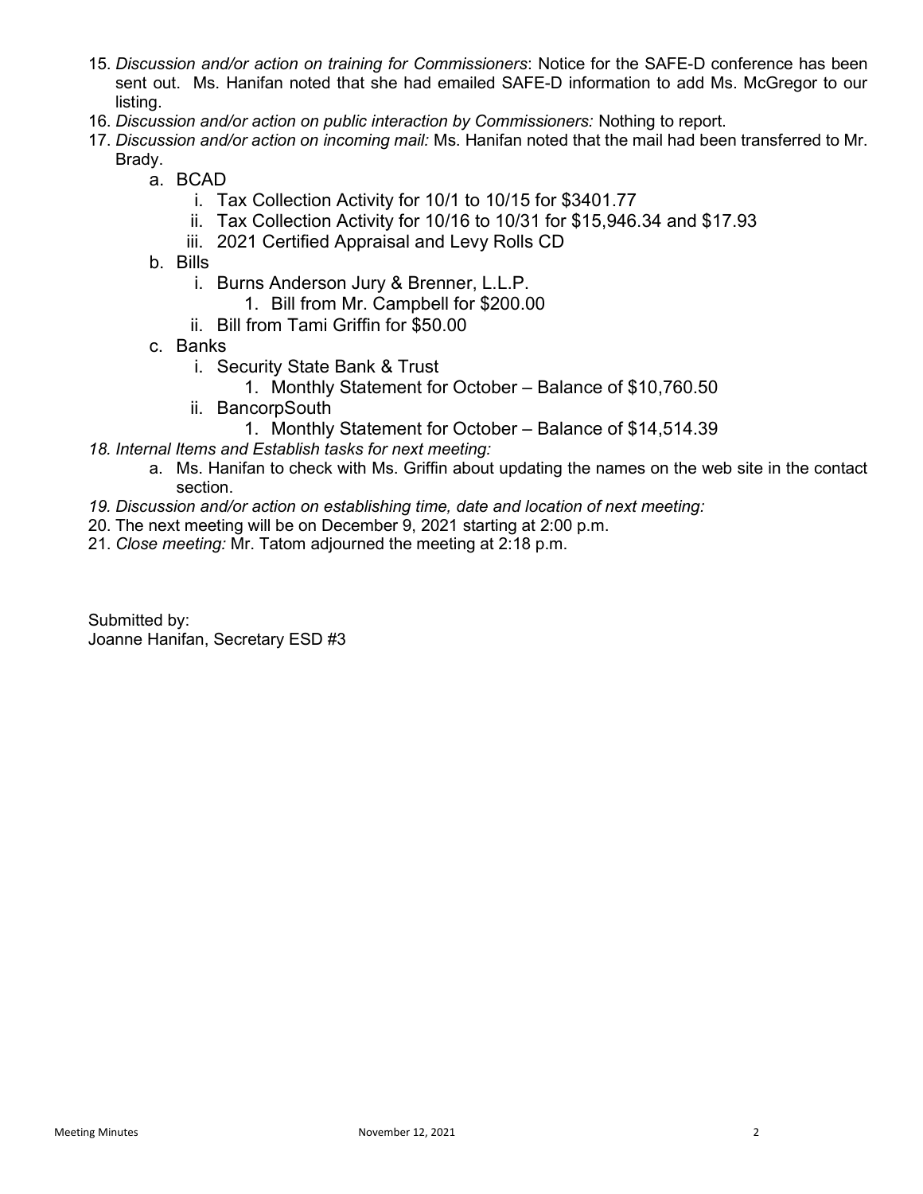15. *Discussion and/or action on training for Commissioners*: Notice for the SAFE-D conference has been sent out. Ms. Hanifan noted that she had emailed SAFE-D information to add Ms. McGregor to our listing.
16. *Discussion and/or action on public interaction by Commissioners:* Nothing to report.
17. *Discussion and/or action on incoming mail:* Ms. Hanifan noted that the mail had been transferred to Mr. Brady.
    a. BCAD
        i. Tax Collection Activity for 10/1 to 10/15 for $3401.77
        ii. Tax Collection Activity for 10/16 to 10/31 for $15,946.34 and $17.93
        iii. 2021 Certified Appraisal and Levy Rolls CD
    b. Bills
        i. Burns Anderson Jury & Brenner, L.L.P.
            1. Bill from Mr. Campbell for $200.00
        ii. Bill from Tami Griffin for $50.00
    c. Banks
        i. Security State Bank & Trust
            1. Monthly Statement for October – Balance of $10,760.50
        ii. BancorpSouth
            1. Monthly Statement for October – Balance of $14,514.39
18. *Internal Items and Establish tasks for next meeting:*
    a. Ms. Hanifan to check with Ms. Griffin about updating the names on the web site in the contact section.
19. *Discussion and/or action on establishing time, date and location of next meeting:*
20. The next meeting will be on December 9, 2021 starting at 2:00 p.m.
21. *Close meeting:* Mr. Tatom adjourned the meeting at 2:18 p.m.

Submitted by:
Joanne Hanifan, Secretary ESD #3